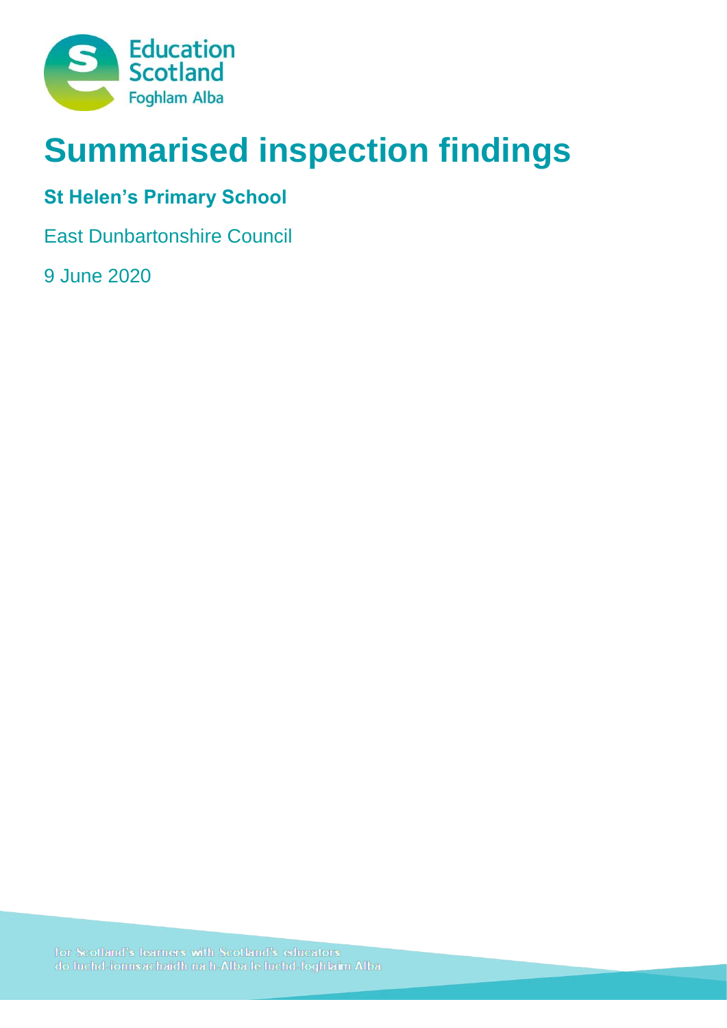# Summarised inspection findings

## St Helen's Primary School

East Dunbartonshire Council

9 June 2020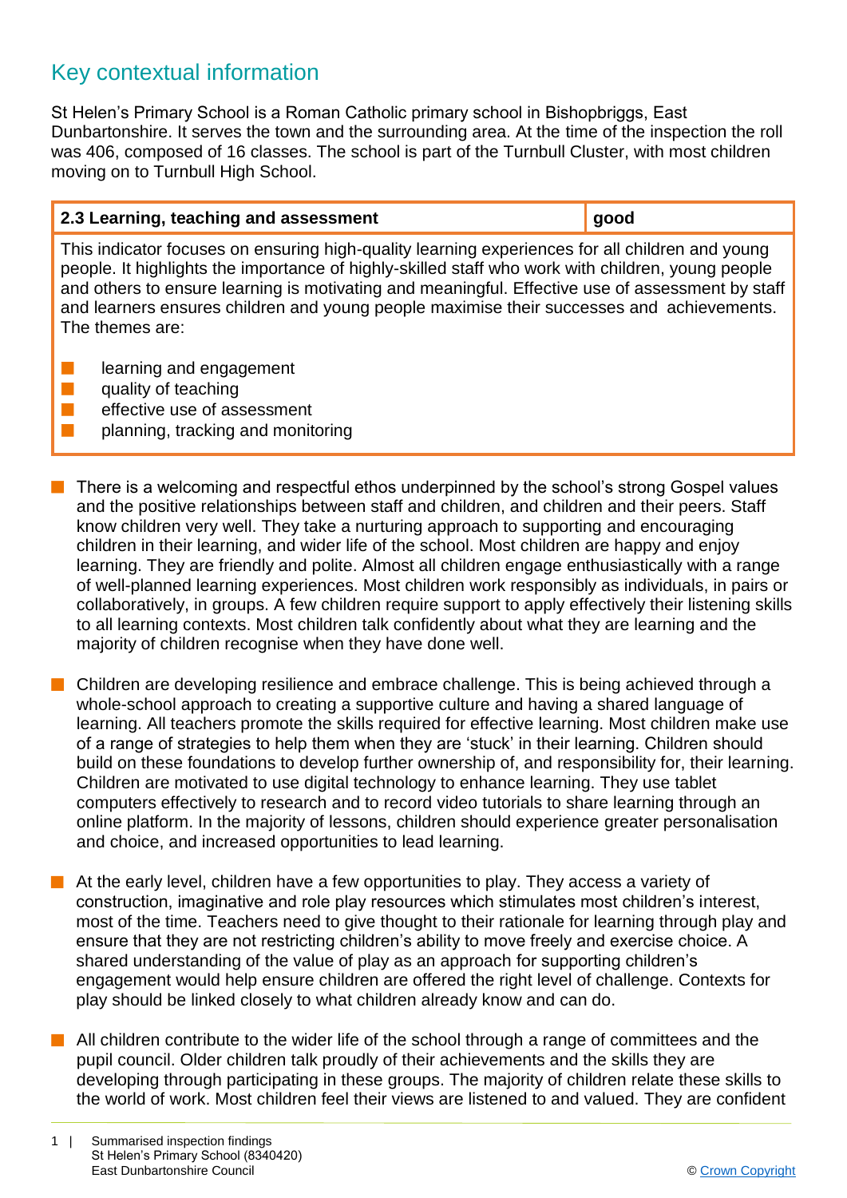## Key contextual information

St Helen's Primary School is a Roman Catholic primary school in Bishopbriggs, East Dunbartonshire. It serves the town and the surrounding area. At the time of the inspection the roll was 406, composed of 16 classes. The school is part of the Turnbull Cluster, with most children moving on to Turnbull High School.

| 2.3 Learning, teaching and assessment | good |
|---|---|
| This indicator focuses on ensuring high-quality learning experiences for all children and young people. It highlights the importance of highly-skilled staff who work with children, young people and others to ensure learning is motivating and meaningful. Effective use of assessment by staff and learners ensures children and young people maximise their successes and achievements. The themes are: <br>▪ learning and engagement <br>▪ quality of teaching <br>▪ effective use of assessment <br>▪ planning, tracking and monitoring | |

- There is a welcoming and respectful ethos underpinned by the school's strong Gospel values and the positive relationships between staff and children, and children and their peers. Staff know children very well. They take a nurturing approach to supporting and encouraging children in their learning, and wider life of the school. Most children are happy and enjoy learning. They are friendly and polite. Almost all children engage enthusiastically with a range of well-planned learning experiences. Most children work responsibly as individuals, in pairs or collaboratively, in groups. A few children require support to apply effectively their listening skills to all learning contexts. Most children talk confidently about what they are learning and the majority of children recognise when they have done well.

- Children are developing resilience and embrace challenge. This is being achieved through a whole-school approach to creating a supportive culture and having a shared language of learning. All teachers promote the skills required for effective learning. Most children make use of a range of strategies to help them when they are 'stuck' in their learning. Children should build on these foundations to develop further ownership of, and responsibility for, their learning. Children are motivated to use digital technology to enhance learning. They use tablet computers effectively to research and to record video tutorials to share learning through an online platform. In the majority of lessons, children should experience greater personalisation and choice, and increased opportunities to lead learning.

- At the early level, children have a few opportunities to play. They access a variety of construction, imaginative and role play resources which stimulates most children's interest, most of the time. Teachers need to give thought to their rationale for learning through play and ensure that they are not restricting children's ability to move freely and exercise choice. A shared understanding of the value of play as an approach for supporting children's engagement would help ensure children are offered the right level of challenge. Contexts for play should be linked closely to what children already know and can do.

- All children contribute to the wider life of the school through a range of committees and the pupil council. Older children talk proudly of their achievements and the skills they are developing through participating in these groups. The majority of children relate these skills to the world of work. Most children feel their views are listened to and valued. They are confident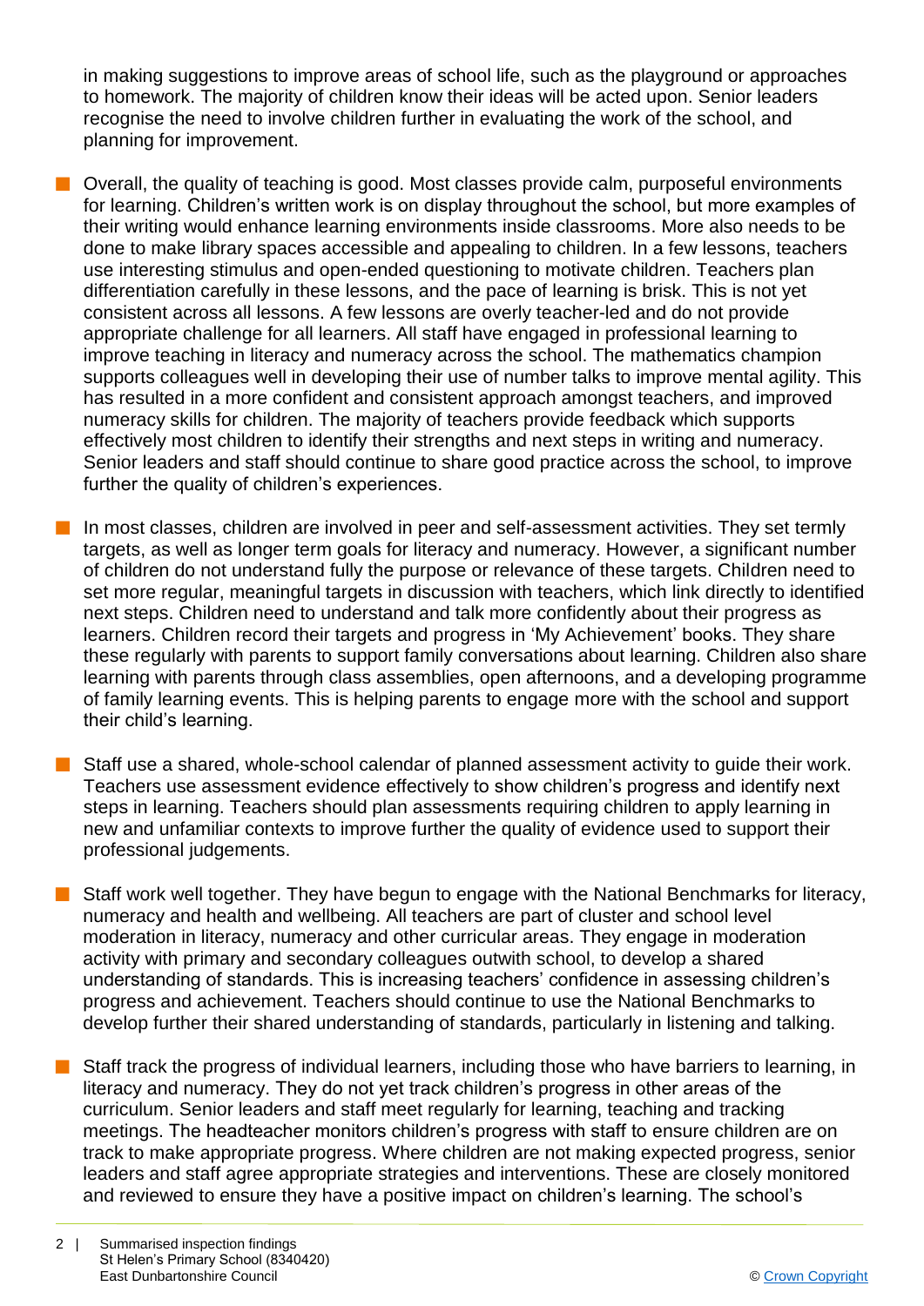in making suggestions to improve areas of school life, such as the playground or approaches to homework. The majority of children know their ideas will be acted upon. Senior leaders recognise the need to involve children further in evaluating the work of the school, and planning for improvement.

- Overall, the quality of teaching is good. Most classes provide calm, purposeful environments for learning. Children's written work is on display throughout the school, but more examples of their writing would enhance learning environments inside classrooms. More also needs to be done to make library spaces accessible and appealing to children. In a few lessons, teachers use interesting stimulus and open-ended questioning to motivate children. Teachers plan differentiation carefully in these lessons, and the pace of learning is brisk. This is not yet consistent across all lessons. A few lessons are overly teacher-led and do not provide appropriate challenge for all learners. All staff have engaged in professional learning to improve teaching in literacy and numeracy across the school. The mathematics champion supports colleagues well in developing their use of number talks to improve mental agility. This has resulted in a more confident and consistent approach amongst teachers, and improved numeracy skills for children. The majority of teachers provide feedback which supports effectively most children to identify their strengths and next steps in writing and numeracy. Senior leaders and staff should continue to share good practice across the school, to improve further the quality of children's experiences.

- In most classes, children are involved in peer and self-assessment activities. They set termly targets, as well as longer term goals for literacy and numeracy. However, a significant number of children do not understand fully the purpose or relevance of these targets. Children need to set more regular, meaningful targets in discussion with teachers, which link directly to identified next steps. Children need to understand and talk more confidently about their progress as learners. Children record their targets and progress in 'My Achievement' books. They share these regularly with parents to support family conversations about learning. Children also share learning with parents through class assemblies, open afternoons, and a developing programme of family learning events. This is helping parents to engage more with the school and support their child's learning.

- Staff use a shared, whole-school calendar of planned assessment activity to guide their work. Teachers use assessment evidence effectively to show children's progress and identify next steps in learning. Teachers should plan assessments requiring children to apply learning in new and unfamiliar contexts to improve further the quality of evidence used to support their professional judgements.

- Staff work well together. They have begun to engage with the National Benchmarks for literacy, numeracy and health and wellbeing. All teachers are part of cluster and school level moderation in literacy, numeracy and other curricular areas. They engage in moderation activity with primary and secondary colleagues outwith school, to develop a shared understanding of standards. This is increasing teachers' confidence in assessing children's progress and achievement. Teachers should continue to use the National Benchmarks to develop further their shared understanding of standards, particularly in listening and talking.

- Staff track the progress of individual learners, including those who have barriers to learning, in literacy and numeracy. They do not yet track children's progress in other areas of the curriculum. Senior leaders and staff meet regularly for learning, teaching and tracking meetings. The headteacher monitors children's progress with staff to ensure children are on track to make appropriate progress. Where children are not making expected progress, senior leaders and staff agree appropriate strategies and interventions. These are closely monitored and reviewed to ensure they have a positive impact on children's learning. The school's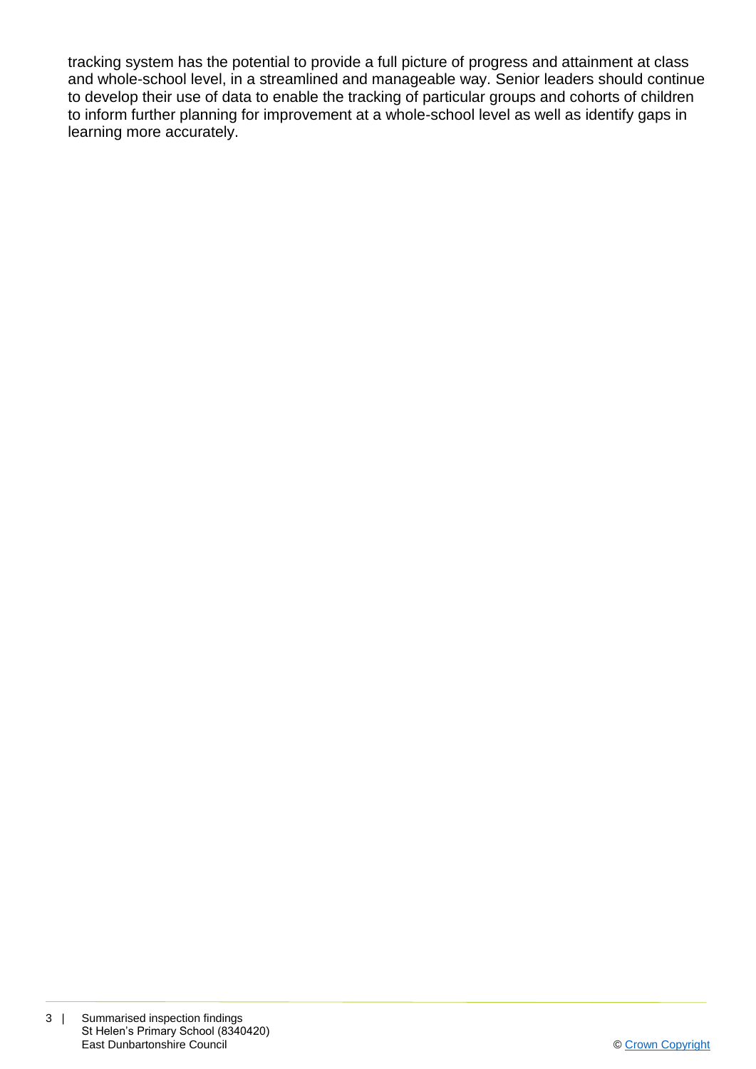tracking system has the potential to provide a full picture of progress and attainment at class and whole-school level, in a streamlined and manageable way. Senior leaders should continue to develop their use of data to enable the tracking of particular groups and cohorts of children to inform further planning for improvement at a whole-school level as well as identify gaps in learning more accurately.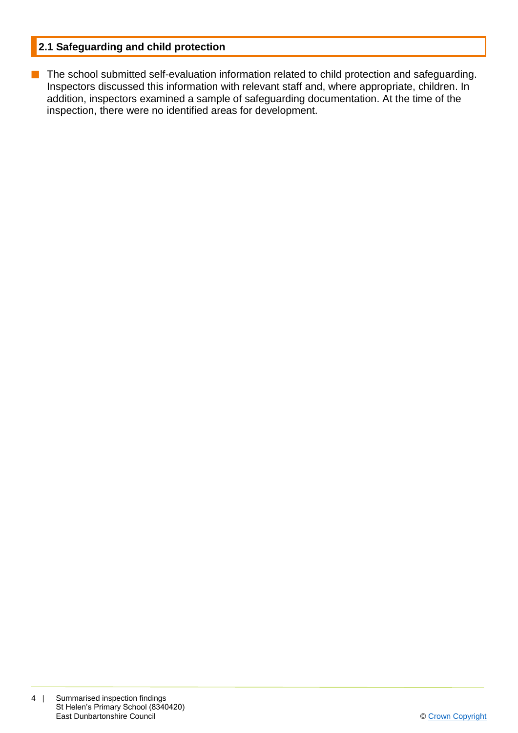## 2.1 Safeguarding and child protection

- The school submitted self-evaluation information related to child protection and safeguarding. Inspectors discussed this information with relevant staff and, where appropriate, children. In addition, inspectors examined a sample of safeguarding documentation. At the time of the inspection, there were no identified areas for development.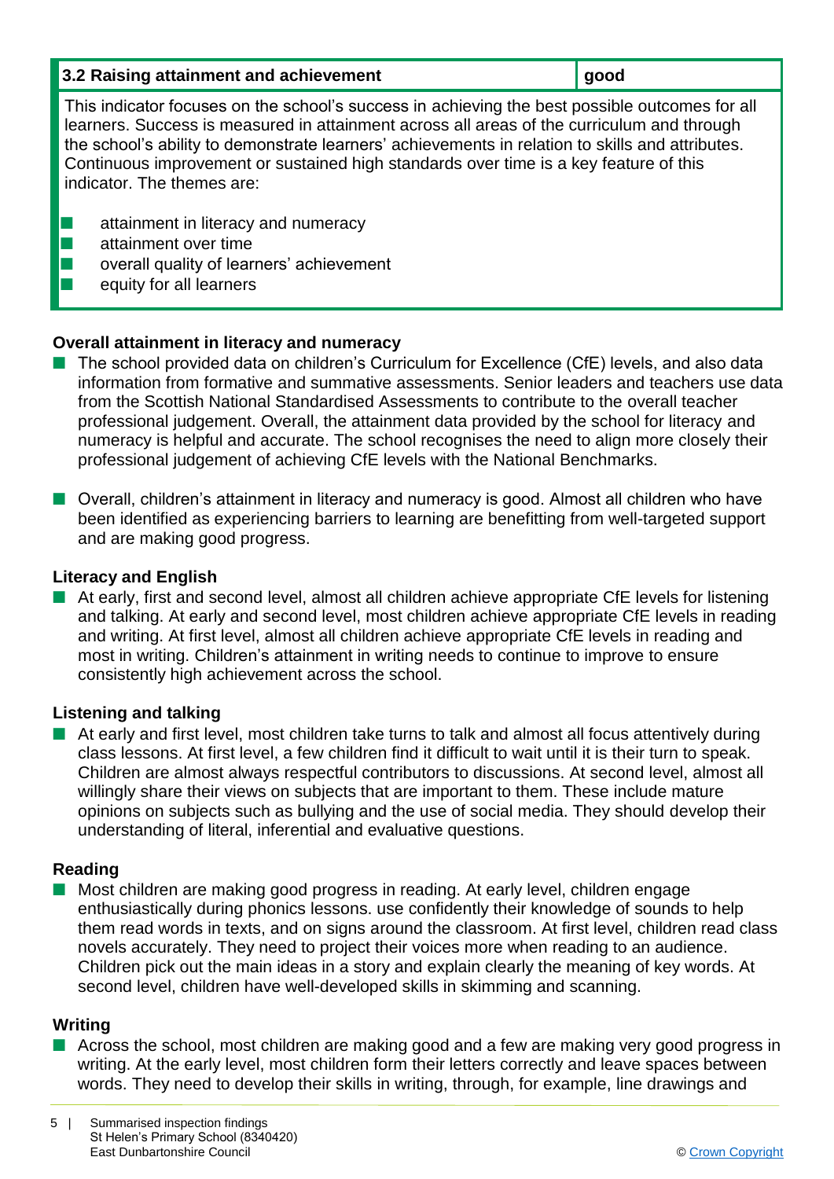| 3.2 Raising attainment and achievement | good |
| --- | --- |

This indicator focuses on the school's success in achieving the best possible outcomes for all learners. Success is measured in attainment across all areas of the curriculum and through the school's ability to demonstrate learners' achievements in relation to skills and attributes. Continuous improvement or sustained high standards over time is a key feature of this indicator. The themes are:

- attainment in literacy and numeracy
- attainment over time
- overall quality of learners' achievement
- equity for all learners

**Overall attainment in literacy and numeracy**

- The school provided data on children's Curriculum for Excellence (CfE) levels, and also data information from formative and summative assessments. Senior leaders and teachers use data from the Scottish National Standardised Assessments to contribute to the overall teacher professional judgement. Overall, the attainment data provided by the school for literacy and numeracy is helpful and accurate. The school recognises the need to align more closely their professional judgement of achieving CfE levels with the National Benchmarks.

- Overall, children's attainment in literacy and numeracy is good. Almost all children who have been identified as experiencing barriers to learning are benefitting from well-targeted support and are making good progress.

**Literacy and English**

- At early, first and second level, almost all children achieve appropriate CfE levels for listening and talking. At early and second level, most children achieve appropriate CfE levels in reading and writing. At first level, almost all children achieve appropriate CfE levels in reading and most in writing. Children's attainment in writing needs to continue to improve to ensure consistently high achievement across the school.

**Listening and talking**

- At early and first level, most children take turns to talk and almost all focus attentively during class lessons. At first level, a few children find it difficult to wait until it is their turn to speak. Children are almost always respectful contributors to discussions. At second level, almost all willingly share their views on subjects that are important to them. These include mature opinions on subjects such as bullying and the use of social media. They should develop their understanding of literal, inferential and evaluative questions.

**Reading**

- Most children are making good progress in reading. At early level, children engage enthusiastically during phonics lessons. use confidently their knowledge of sounds to help them read words in texts, and on signs around the classroom. At first level, children read class novels accurately. They need to project their voices more when reading to an audience. Children pick out the main ideas in a story and explain clearly the meaning of key words. At second level, children have well-developed skills in skimming and scanning.

**Writing**

- Across the school, most children are making good and a few are making very good progress in writing. At the early level, most children form their letters correctly and leave spaces between words. They need to develop their skills in writing, through, for example, line drawings and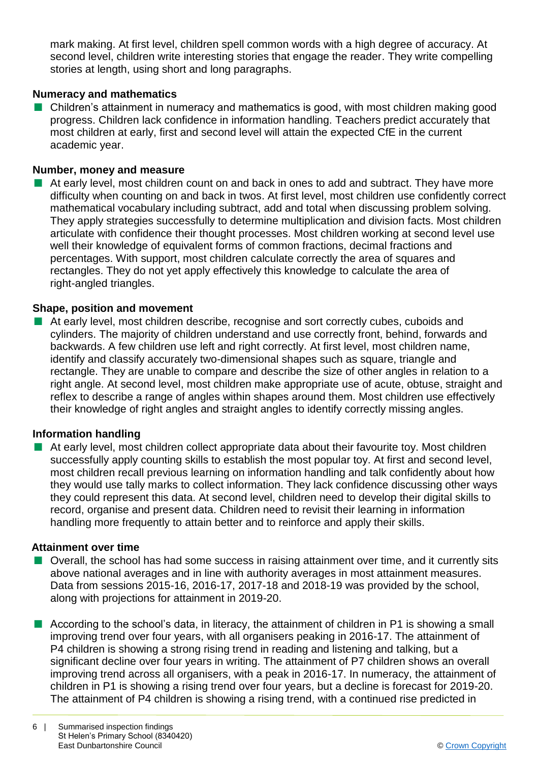mark making. At first level, children spell common words with a high degree of accuracy. At second level, children write interesting stories that engage the reader. They write compelling stories at length, using short and long paragraphs.

### Numeracy and mathematics

- Children's attainment in numeracy and mathematics is good, with most children making good progress. Children lack confidence in information handling. Teachers predict accurately that most children at early, first and second level will attain the expected CfE in the current academic year.

### Number, money and measure

- At early level, most children count on and back in ones to add and subtract. They have more difficulty when counting on and back in twos. At first level, most children use confidently correct mathematical vocabulary including subtract, add and total when discussing problem solving. They apply strategies successfully to determine multiplication and division facts. Most children articulate with confidence their thought processes. Most children working at second level use well their knowledge of equivalent forms of common fractions, decimal fractions and percentages. With support, most children calculate correctly the area of squares and rectangles. They do not yet apply effectively this knowledge to calculate the area of right-angled triangles.

### Shape, position and movement

- At early level, most children describe, recognise and sort correctly cubes, cuboids and cylinders. The majority of children understand and use correctly front, behind, forwards and backwards. A few children use left and right correctly. At first level, most children name, identify and classify accurately two-dimensional shapes such as square, triangle and rectangle. They are unable to compare and describe the size of other angles in relation to a right angle. At second level, most children make appropriate use of acute, obtuse, straight and reflex to describe a range of angles within shapes around them. Most children use effectively their knowledge of right angles and straight angles to identify correctly missing angles.

### Information handling

- At early level, most children collect appropriate data about their favourite toy. Most children successfully apply counting skills to establish the most popular toy. At first and second level, most children recall previous learning on information handling and talk confidently about how they would use tally marks to collect information. They lack confidence discussing other ways they could represent this data. At second level, children need to develop their digital skills to record, organise and present data. Children need to revisit their learning in information handling more frequently to attain better and to reinforce and apply their skills.

### Attainment over time

- Overall, the school has had some success in raising attainment over time, and it currently sits above national averages and in line with authority averages in most attainment measures. Data from sessions 2015-16, 2016-17, 2017-18 and 2018-19 was provided by the school, along with projections for attainment in 2019-20.

- According to the school's data, in literacy, the attainment of children in P1 is showing a small improving trend over four years, with all organisers peaking in 2016-17. The attainment of P4 children is showing a strong rising trend in reading and listening and talking, but a significant decline over four years in writing. The attainment of P7 children shows an overall improving trend across all organisers, with a peak in 2016-17. In numeracy, the attainment of children in P1 is showing a rising trend over four years, but a decline is forecast for 2019-20. The attainment of P4 children is showing a rising trend, with a continued rise predicted in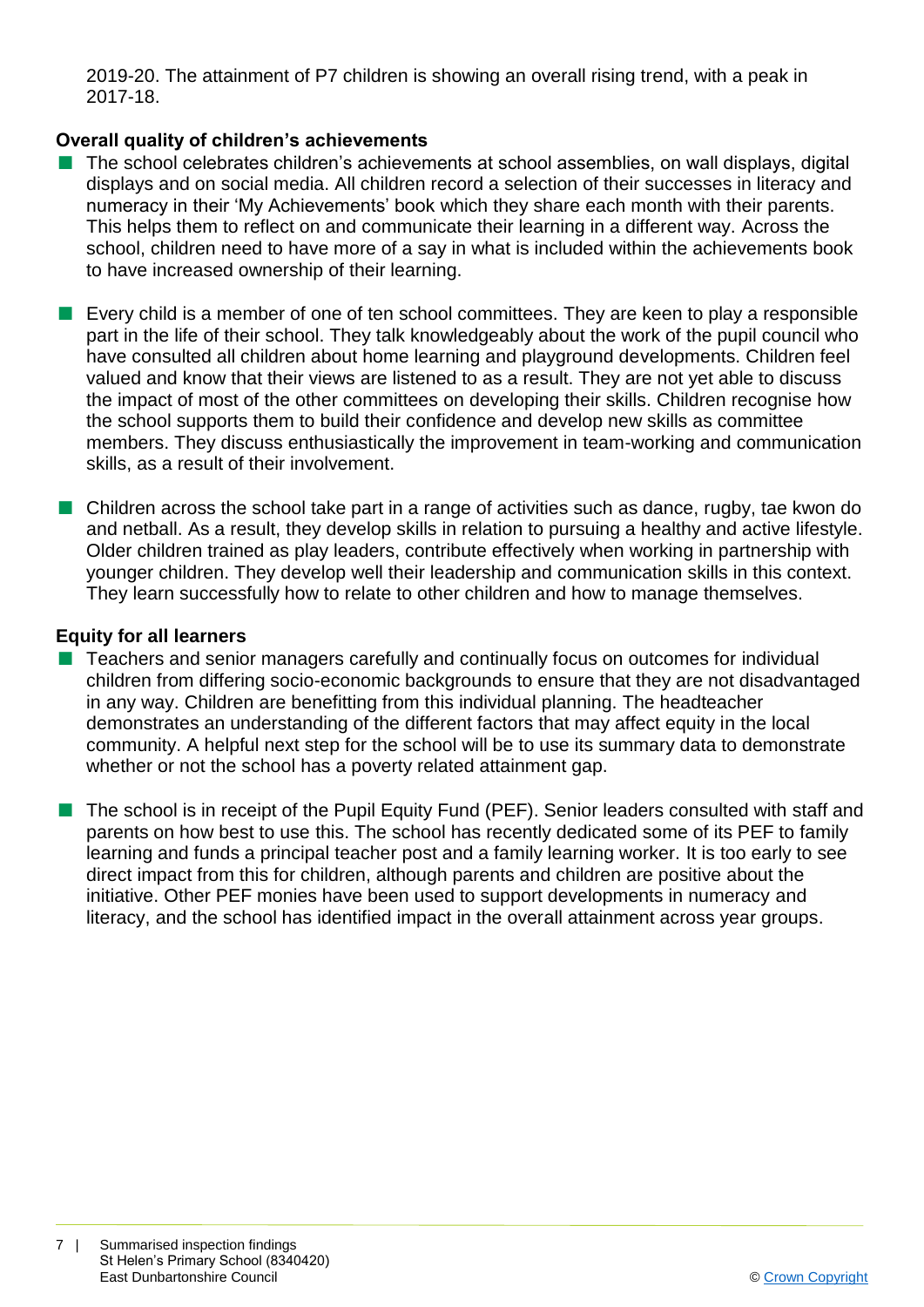2019-20. The attainment of P7 children is showing an overall rising trend, with a peak in 2017-18.

**Overall quality of children's achievements**

- The school celebrates children's achievements at school assemblies, on wall displays, digital displays and on social media. All children record a selection of their successes in literacy and numeracy in their 'My Achievements' book which they share each month with their parents. This helps them to reflect on and communicate their learning in a different way. Across the school, children need to have more of a say in what is included within the achievements book to have increased ownership of their learning.

- Every child is a member of one of ten school committees. They are keen to play a responsible part in the life of their school. They talk knowledgeably about the work of the pupil council who have consulted all children about home learning and playground developments. Children feel valued and know that their views are listened to as a result. They are not yet able to discuss the impact of most of the other committees on developing their skills. Children recognise how the school supports them to build their confidence and develop new skills as committee members. They discuss enthusiastically the improvement in team-working and communication skills, as a result of their involvement.

- Children across the school take part in a range of activities such as dance, rugby, tae kwon do and netball. As a result, they develop skills in relation to pursuing a healthy and active lifestyle. Older children trained as play leaders, contribute effectively when working in partnership with younger children. They develop well their leadership and communication skills in this context. They learn successfully how to relate to other children and how to manage themselves.

**Equity for all learners**

- Teachers and senior managers carefully and continually focus on outcomes for individual children from differing socio-economic backgrounds to ensure that they are not disadvantaged in any way. Children are benefitting from this individual planning. The headteacher demonstrates an understanding of the different factors that may affect equity in the local community. A helpful next step for the school will be to use its summary data to demonstrate whether or not the school has a poverty related attainment gap.

- The school is in receipt of the Pupil Equity Fund (PEF). Senior leaders consulted with staff and parents on how best to use this. The school has recently dedicated some of its PEF to family learning and funds a principal teacher post and a family learning worker. It is too early to see direct impact from this for children, although parents and children are positive about the initiative. Other PEF monies have been used to support developments in numeracy and literacy, and the school has identified impact in the overall attainment across year groups.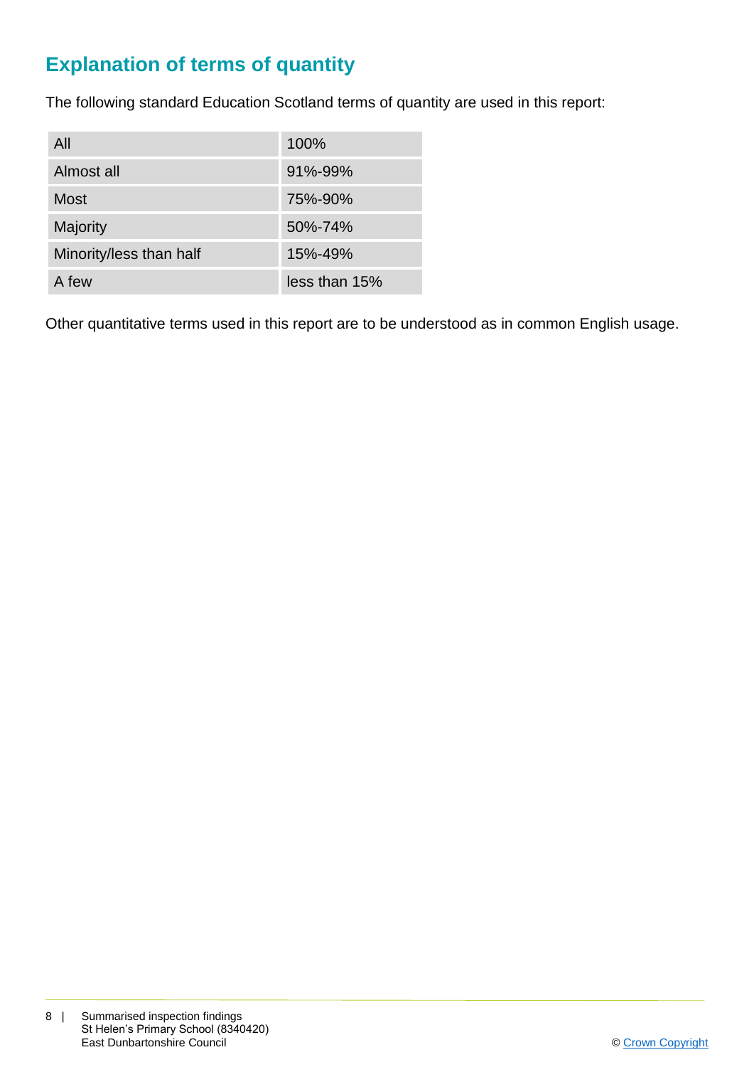## Explanation of terms of quantity

The following standard Education Scotland terms of quantity are used in this report:

| | |
|---|---|
| All | 100% |
| Almost all | 91%-99% |
| Most | 75%-90% |
| Majority | 50%-74% |
| Minority/less than half | 15%-49% |
| A few | less than 15% |

Other quantitative terms used in this report are to be understood as in common English usage.